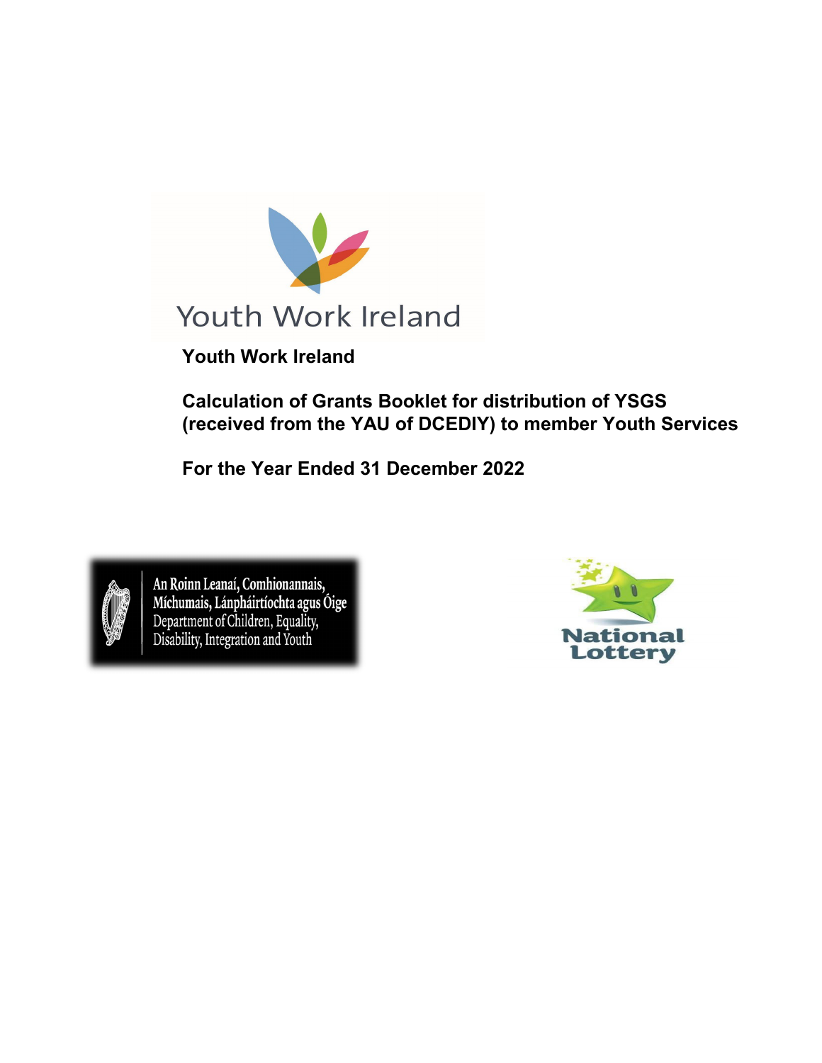**Youth Work Ireland**

**Calculation of Grants Booklet for distribution of YSGS (received from the YAU of DCEDIY) to member Youth Services**

**For the Year Ended 31 December 2022**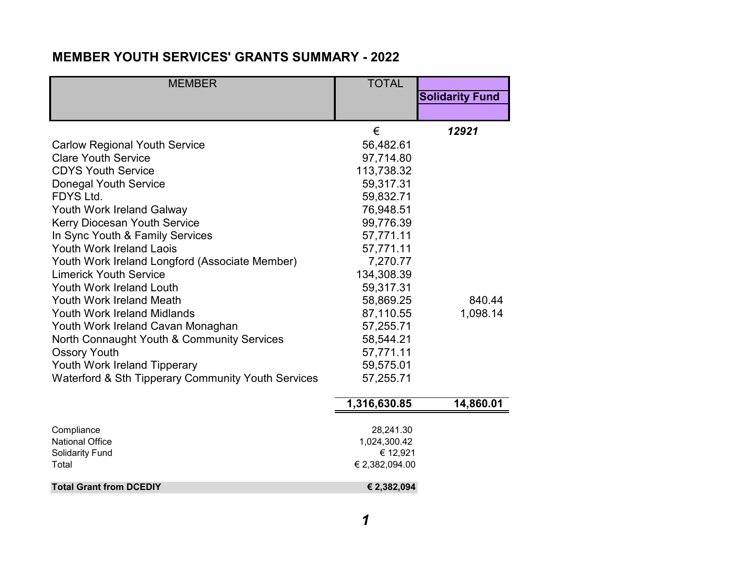# MEMBER YOUTH SERVICES' GRANTS SUMMARY - 2022

| MEMBER | TOTAL | Solidarity Fund |
|---|---|---|
| | € | *12921* |
| Carlow Regional Youth Service | 56,482.61 | |
| Clare Youth Service | 97,714.80 | |
| CDYS Youth Service | 113,738.32 | |
| Donegal Youth Service | 59,317.31 | |
| FDYS Ltd. | 59,832.71 | |
| Youth Work Ireland Galway | 76,948.51 | |
| Kerry Diocesan Youth Service | 99,776.39 | |
| In Sync Youth & Family Services | 57,771.11 | |
| Youth Work Ireland Laois | 57,771.11 | |
| Youth Work Ireland Longford (Associate Member) | 7,270.77 | |
| Limerick Youth Service | 134,308.39 | |
| Youth Work Ireland Louth | 59,317.31 | |
| Youth Work Ireland Meath | 58,869.25 | 840.44 |
| Youth Work Ireland Midlands | 87,110.55 | 1,098.14 |
| Youth Work Ireland Cavan Monaghan | 57,255.71 | |
| North Connaught Youth & Community Services | 58,544.21 | |
| Ossory Youth | 57,771.11 | |
| Youth Work Ireland Tipperary | 59,575.01 | |
| Waterford & Sth Tipperary Community Youth Services | 57,255.71 | |
| | **1,316,630.85** | **14,860.01** |

| | |
|---|---|
| Compliance | 28,241.30 |
| National Office | 1,024,300.42 |
| Solidarity Fund | € 12,921 |
| Total | € 2,382,094.00 |
| **Total Grant from DCEDIY** | **€ 2,382,094** |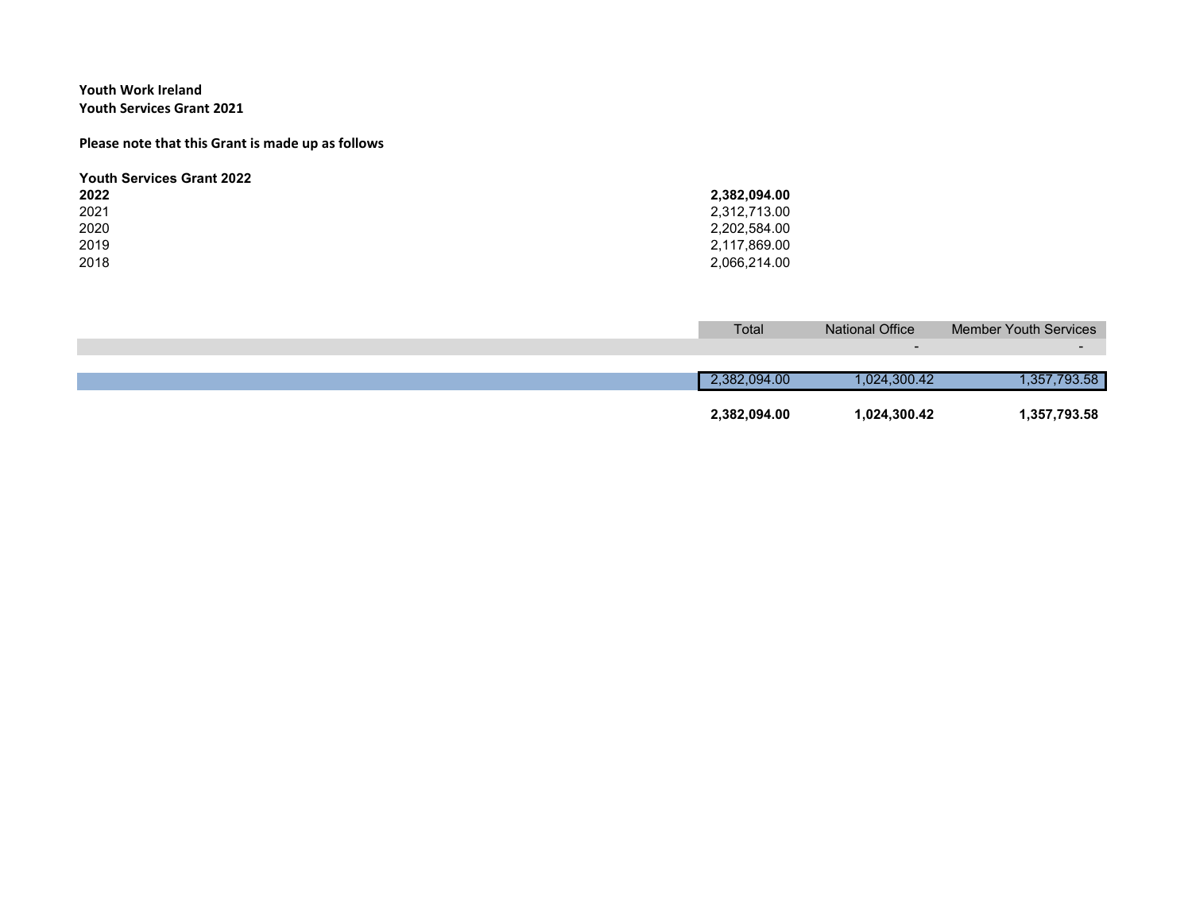**Youth Work Ireland**
**Youth Services Grant 2021**

**Please note that this Grant is made up as follows**

**Youth Services Grant 2022**

| Year | Amount |
|---|---|
| **2022** | **2,382,094.00** |
| 2021 | 2,312,713.00 |
| 2020 | 2,202,584.00 |
| 2019 | 2,117,869.00 |
| 2018 | 2,066,214.00 |

| | Total | National Office | Member Youth Services |
|---|---|---|---|
| | | - | - |
| | 2,382,094.00 | 1,024,300.42 | 1,357,793.58 |
| | **2,382,094.00** | **1,024,300.42** | **1,357,793.58** |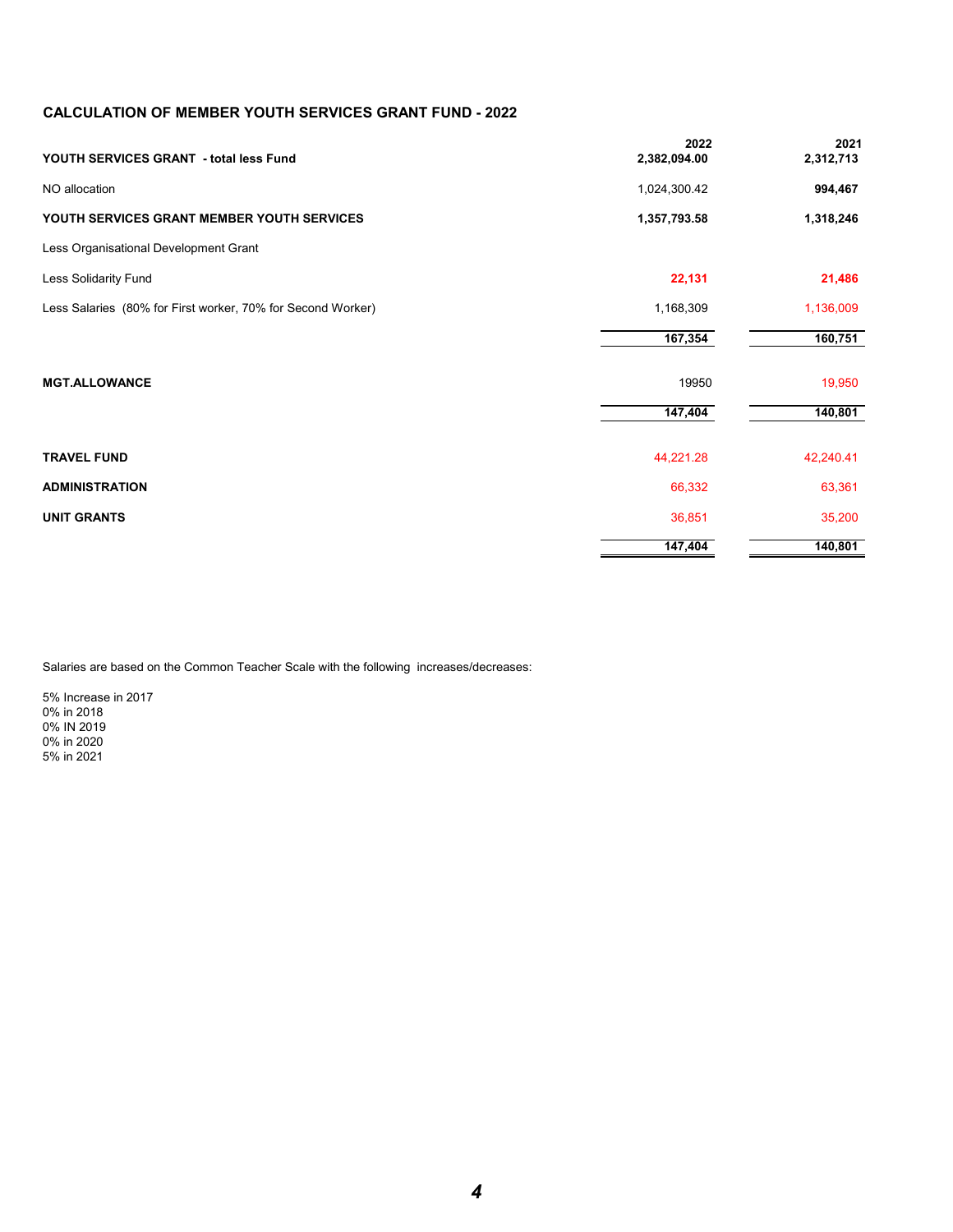## CALCULATION OF MEMBER YOUTH SERVICES GRANT FUND - 2022

| | 2022 | 2021 |
|---|---|---|
| **YOUTH SERVICES GRANT - total less Fund** | **2,382,094.00** | **2,312,713** |
| NO allocation | 1,024,300.42 | **994,467** |
| **YOUTH SERVICES GRANT MEMBER YOUTH SERVICES** | **1,357,793.58** | **1,318,246** |
| Less Organisational Development Grant | | |
| Less Solidarity Fund | **22,131** | **21,486** |
| Less Salaries (80% for First worker, 70% for Second Worker) | 1,168,309 | 1,136,009 |
| | **167,354** | **160,751** |
| **MGT.ALLOWANCE** | 19950 | 19,950 |
| | **147,404** | **140,801** |
| **TRAVEL FUND** | 44,221.28 | 42,240.41 |
| **ADMINISTRATION** | 66,332 | 63,361 |
| **UNIT GRANTS** | 36,851 | 35,200 |
| | **147,404** | **140,801** |

Salaries are based on the Common Teacher Scale with the following increases/decreases:

5% Increase in 2017
0% in 2018
0% IN 2019
0% in 2020
5% in 2021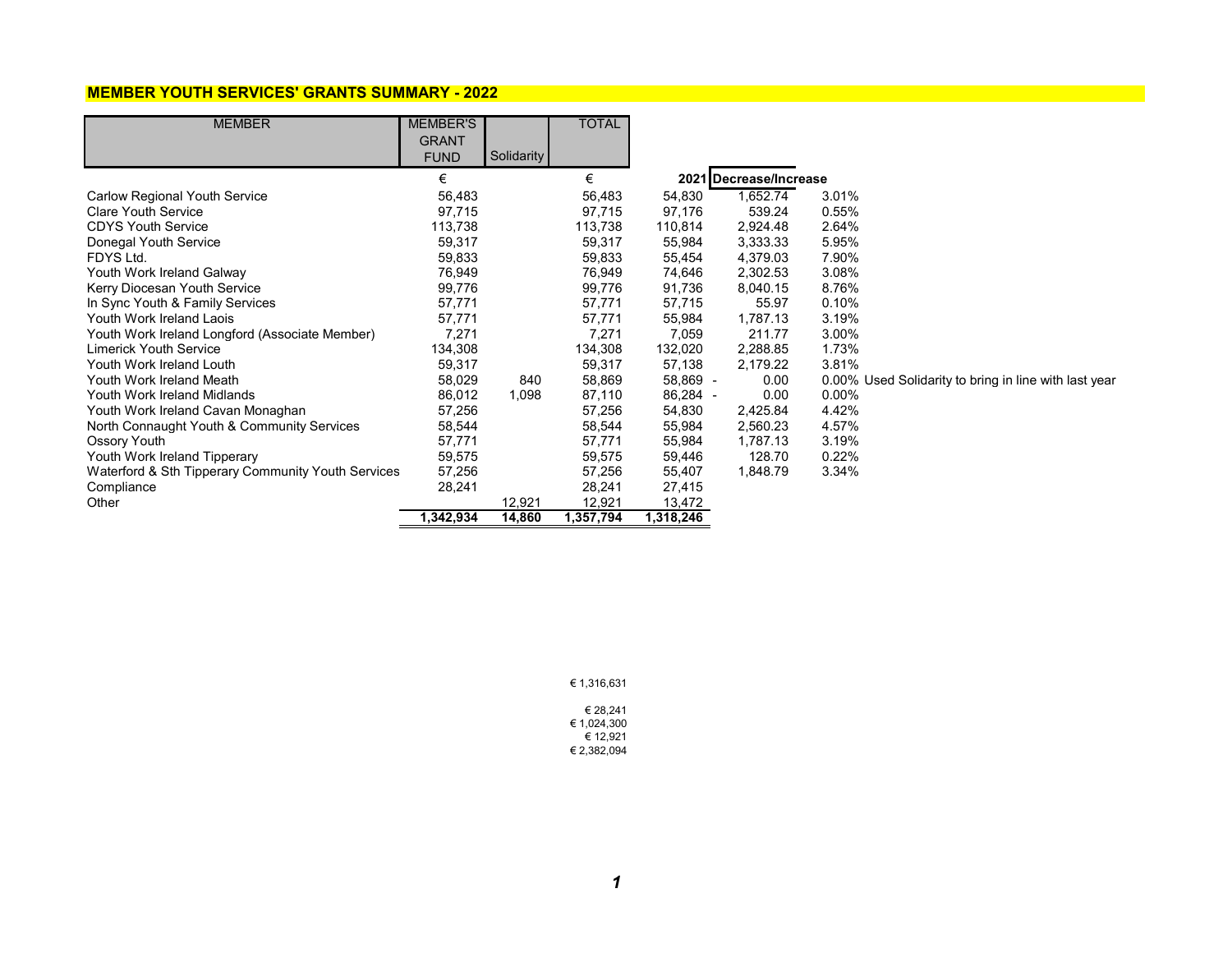# MEMBER YOUTH SERVICES' GRANTS SUMMARY - 2022

| MEMBER | MEMBER'S GRANT FUND | Solidarity | TOTAL | 2021 | Decrease/Increase | | |
|---|---|---|---|---|---|---|---|
| | € | | € | | | | |
| Carlow Regional Youth Service | 56,483 | | 56,483 | 54,830 | 1,652.74 | 3.01% | |
| Clare Youth Service | 97,715 | | 97,715 | 97,176 | 539.24 | 0.55% | |
| CDYS Youth Service | 113,738 | | 113,738 | 110,814 | 2,924.48 | 2.64% | |
| Donegal Youth Service | 59,317 | | 59,317 | 55,984 | 3,333.33 | 5.95% | |
| FDYS Ltd. | 59,833 | | 59,833 | 55,454 | 4,379.03 | 7.90% | |
| Youth Work Ireland Galway | 76,949 | | 76,949 | 74,646 | 2,302.53 | 3.08% | |
| Kerry Diocesan Youth Service | 99,776 | | 99,776 | 91,736 | 8,040.15 | 8.76% | |
| In Sync Youth & Family Services | 57,771 | | 57,771 | 57,715 | 55.97 | 0.10% | |
| Youth Work Ireland Laois | 57,771 | | 57,771 | 55,984 | 1,787.13 | 3.19% | |
| Youth Work Ireland Longford (Associate Member) | 7,271 | | 7,271 | 7,059 | 211.77 | 3.00% | |
| Limerick Youth Service | 134,308 | | 134,308 | 132,020 | 2,288.85 | 1.73% | |
| Youth Work Ireland Louth | 59,317 | | 59,317 | 57,138 | 2,179.22 | 3.81% | |
| Youth Work Ireland Meath | 58,029 | 840 | 58,869 | 58,869 | - 0.00 | 0.00% | Used Solidarity to bring in line with last year |
| Youth Work Ireland Midlands | 86,012 | 1,098 | 87,110 | 86,284 | - 0.00 | 0.00% | |
| Youth Work Ireland Cavan Monaghan | 57,256 | | 57,256 | 54,830 | 2,425.84 | 4.42% | |
| North Connaught Youth & Community Services | 58,544 | | 58,544 | 55,984 | 2,560.23 | 4.57% | |
| Ossory Youth | 57,771 | | 57,771 | 55,984 | 1,787.13 | 3.19% | |
| Youth Work Ireland Tipperary | 59,575 | | 59,575 | 59,446 | 128.70 | 0.22% | |
| Waterford & Sth Tipperary Community Youth Services | 57,256 | | 57,256 | 55,407 | 1,848.79 | 3.34% | |
| Compliance | 28,241 | | 28,241 | 27,415 | | | |
| Other | | 12,921 | 12,921 | 13,472 | | | |
| | **1,342,934** | **14,860** | **1,357,794** | **1,318,246** | | | |

€ 1,316,631

€ 28,241
€ 1,024,300
€ 12,921
€ 2,382,094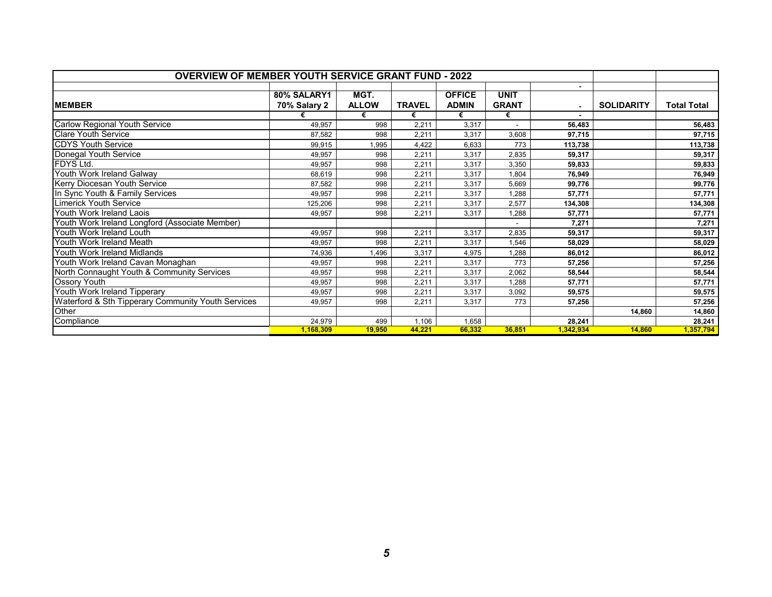| OVERVIEW OF MEMBER YOUTH SERVICE GRANT FUND - 2022 | | | | | | | | |
|---|---|---|---|---|---|---|---|---|
| | | | | | | - | | |
| MEMBER | 80% SALARY1 70% Salary 2 | MGT. ALLOW | TRAVEL | OFFICE ADMIN | UNIT GRANT | - | SOLIDARITY | Total Total |
| | € | € | € | € | € | - | | |
| Carlow Regional Youth Service | 49,957 | 998 | 2,211 | 3,317 | - | **56,483** | | **56,483** |
| Clare Youth Service | 87,582 | 998 | 2,211 | 3,317 | 3,608 | **97,715** | | **97,715** |
| CDYS Youth Service | 99,915 | 1,995 | 4,422 | 6,633 | 773 | **113,738** | | **113,738** |
| Donegal Youth Service | 49,957 | 998 | 2,211 | 3,317 | 2,835 | **59,317** | | **59,317** |
| FDYS Ltd. | 49,957 | 998 | 2,211 | 3,317 | 3,350 | **59,833** | | **59,833** |
| Youth Work Ireland Galway | 68,619 | 998 | 2,211 | 3,317 | 1,804 | **76,949** | | **76,949** |
| Kerry Diocesan Youth Service | 87,582 | 998 | 2,211 | 3,317 | 5,669 | **99,776** | | **99,776** |
| In Sync Youth & Family Services | 49,957 | 998 | 2,211 | 3,317 | 1,288 | **57,771** | | **57,771** |
| Limerick Youth Service | 125,206 | 998 | 2,211 | 3,317 | 2,577 | **134,308** | | **134,308** |
| Youth Work Ireland Laois | 49,957 | 998 | 2,211 | 3,317 | 1,288 | **57,771** | | **57,771** |
| Youth Work Ireland Longford (Associate Member) | | | | | - | **7,271** | | **7,271** |
| Youth Work Ireland Louth | 49,957 | 998 | 2,211 | 3,317 | 2,835 | **59,317** | | **59,317** |
| Youth Work Ireland Meath | 49,957 | 998 | 2,211 | 3,317 | 1,546 | **58,029** | | **58,029** |
| Youth Work Ireland Midlands | 74,936 | 1,496 | 3,317 | 4,975 | 1,288 | **86,012** | | **86,012** |
| Youth Work Ireland Cavan Monaghan | 49,957 | 998 | 2,211 | 3,317 | 773 | **57,256** | | **57,256** |
| North Connaught Youth & Community Services | 49,957 | 998 | 2,211 | 3,317 | 2,062 | **58,544** | | **58,544** |
| Ossory Youth | 49,957 | 998 | 2,211 | 3,317 | 1,288 | **57,771** | | **57,771** |
| Youth Work Ireland Tipperary | 49,957 | 998 | 2,211 | 3,317 | 3,092 | **59,575** | | **59,575** |
| Waterford & Sth Tipperary Community Youth Services | 49,957 | 998 | 2,211 | 3,317 | 773 | **57,256** | | **57,256** |
| Other | | | | | | | **14,860** | **14,860** |
| Compliance | 24,979 | 499 | 1,106 | 1,658 | | **28,241** | | **28,241** |
| | **1,168,309** | **19,950** | **44,221** | **66,332** | **36,851** | **1,342,934** | **14,860** | **1,357,794** |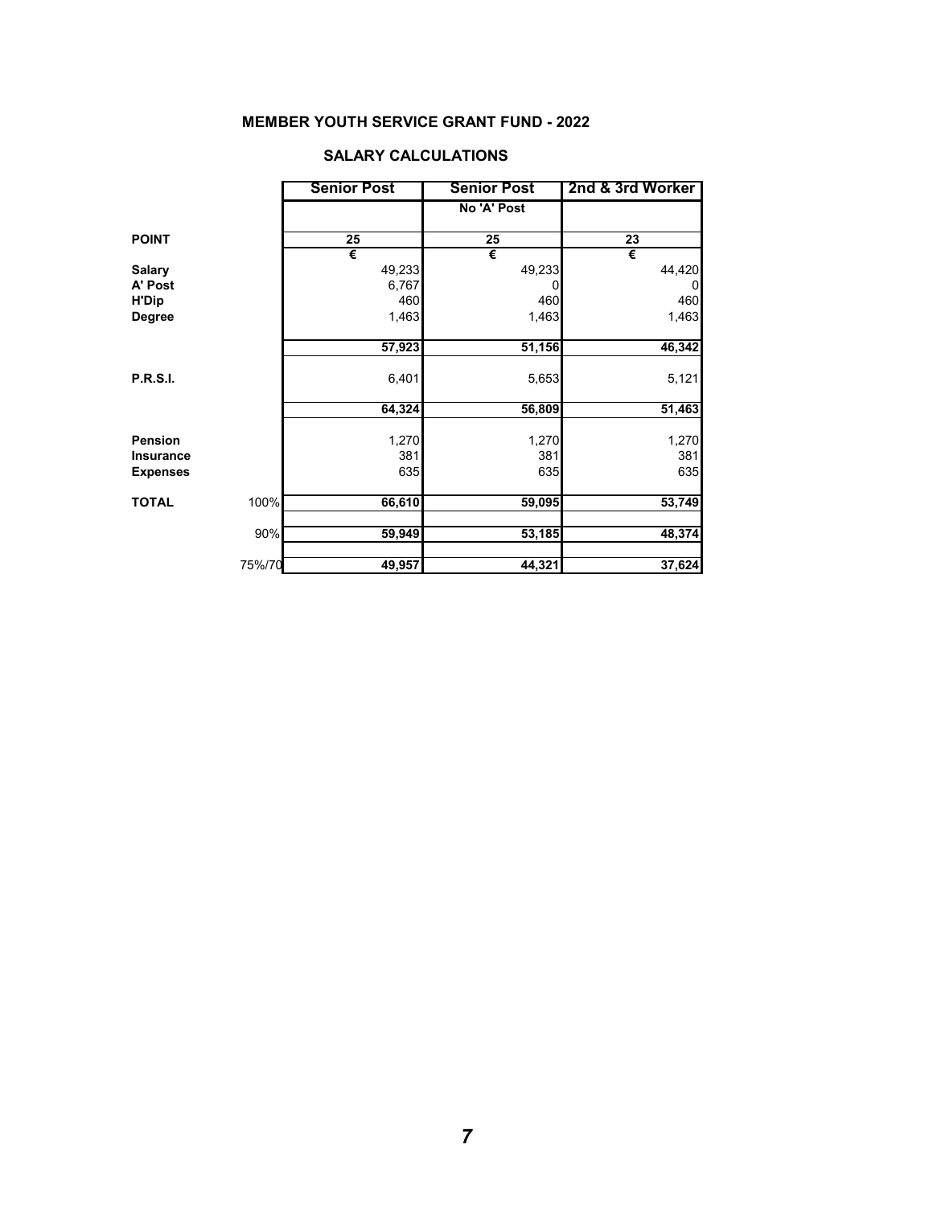## MEMBER YOUTH SERVICE GRANT FUND - 2022

### SALARY CALCULATIONS

| | | Senior Post | Senior Post | 2nd & 3rd Worker |
|---|---|---|---|---|
| | | | No 'A' Post | |
| **POINT** | | 25 | 25 | 23 |
| | | € | € | € |
| **Salary** | | 49,233 | 49,233 | 44,420 |
| **A' Post** | | 6,767 | 0 | 0 |
| **H'Dip** | | 460 | 460 | 460 |
| **Degree** | | 1,463 | 1,463 | 1,463 |
| | | **57,923** | **51,156** | **46,342** |
| **P.R.S.I.** | | 6,401 | 5,653 | 5,121 |
| | | **64,324** | **56,809** | **51,463** |
| **Pension** | | 1,270 | 1,270 | 1,270 |
| **Insurance** | | 381 | 381 | 381 |
| **Expenses** | | 635 | 635 | 635 |
| **TOTAL** | 100% | **66,610** | **59,095** | **53,749** |
| | 90% | **59,949** | **53,185** | **48,374** |
| | 75%/70 | **49,957** | **44,321** | **37,624** |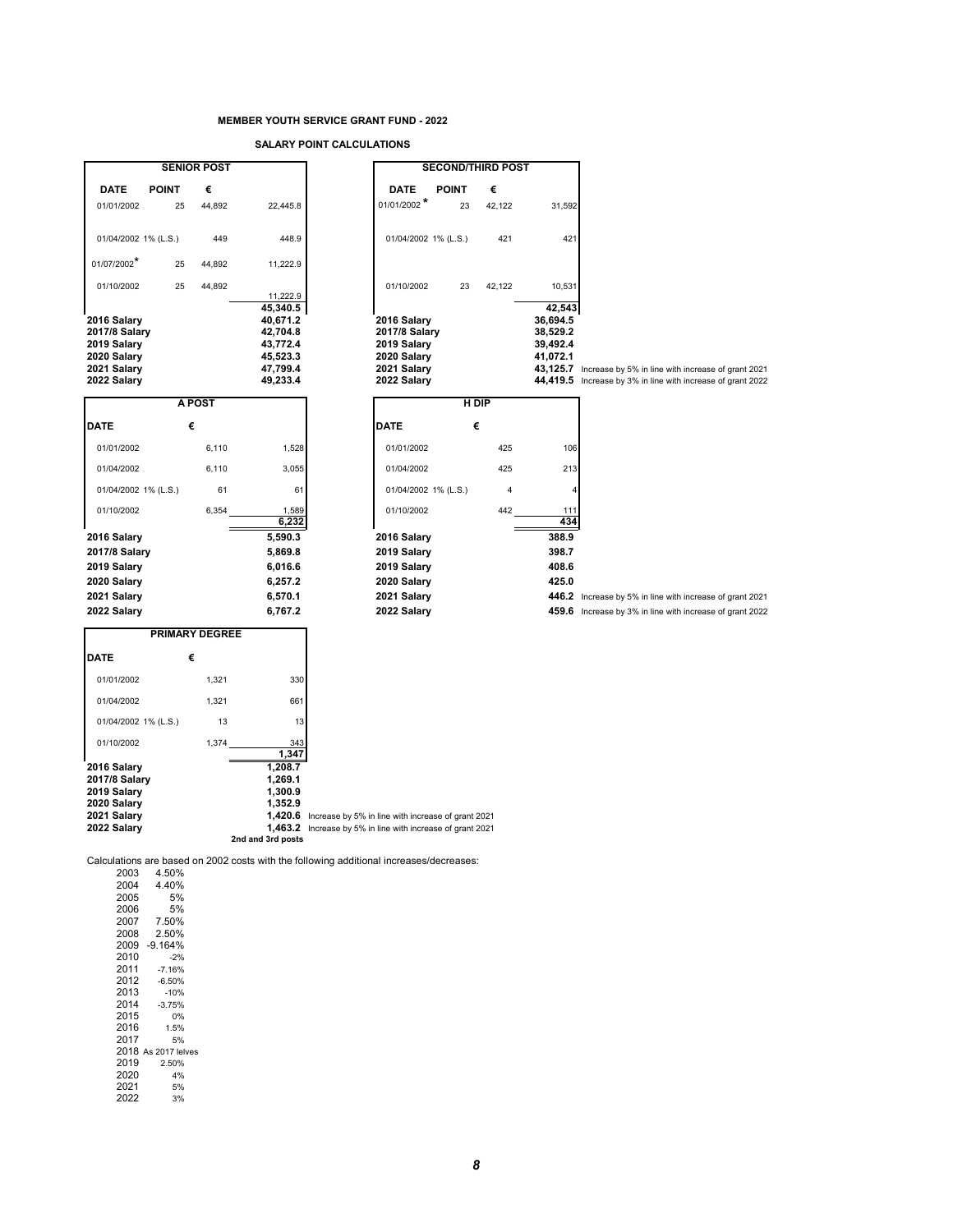**MEMBER YOUTH SERVICE GRANT FUND - 2022**

**SALARY POINT CALCULATIONS**

| SENIOR POST | | | |
|---|---|---|---|
| **DATE** | **POINT** | **€** | |
| 01/01/2002 | 25 | 44,892 | 22,445.8 |
| 01/04/2002 1% (L.S.) | | 449 | 448.9 |
| 01/07/2002* | 25 | 44,892 | 11,222.9 |
| 01/10/2002 | 25 | 44,892 | 11,222.9 |
| | | | **45,340.5** |
| **2016 Salary** | | | **40,671.2** |
| **2017/8 Salary** | | | **42,704.8** |
| **2019 Salary** | | | **43,772.4** |
| **2020 Salary** | | | **45,523.3** |
| **2021 Salary** | | | **47,799.4** |
| **2022 Salary** | | | **49,233.4** |

| SECOND/THIRD POST | | | | |
|---|---|---|---|---|
| **DATE** | **POINT** | **€** | | |
| 01/01/2002 * | 23 | 42,122 | 31,592 | |
| 01/04/2002 1% (L.S.) | | 421 | 421 | |
| 01/10/2002 | 23 | 42,122 | 10,531 | |
| | | | **42,543** | |
| **2016 Salary** | | | **36,694.5** | |
| **2017/8 Salary** | | | **38,529.2** | |
| **2019 Salary** | | | **39,492.4** | |
| **2020 Salary** | | | **41,072.1** | |
| **2021 Salary** | | | **43,125.7** | Increase by 5% in line with increase of grant 2021 |
| **2022 Salary** | | | **44,419.5** | Increase by 3% in line with increase of grant 2022 |

| A POST | | |
|---|---|---|
| **DATE** | **€** | |
| 01/01/2002 | 6,110 | 1,528 |
| 01/04/2002 | 6,110 | 3,055 |
| 01/04/2002 1% (L.S.) | 61 | 61 |
| 01/10/2002 | 6,354 | 1,589 |
| | | **6,232** |
| **2016 Salary** | | **5,590.3** |
| **2017/8 Salary** | | **5,869.8** |
| **2019 Salary** | | **6,016.6** |
| **2020 Salary** | | **6,257.2** |
| **2021 Salary** | | **6,570.1** |
| **2022 Salary** | | **6,767.2** |

| H DIP | | | |
|---|---|---|---|
| **DATE** | **€** | | |
| 01/01/2002 | 425 | 106 | |
| 01/04/2002 | 425 | 213 | |
| 01/04/2002 1% (L.S.) | 4 | 4 | |
| 01/10/2002 | 442 | 111 | |
| | | **434** | |
| **2016 Salary** | | **388.9** | |
| **2019 Salary** | | **398.7** | |
| **2019 Salary** | | **408.6** | |
| **2020 Salary** | | **425.0** | |
| **2021 Salary** | | **446.2** | Increase by 5% in line with increase of grant 2021 |
| **2022 Salary** | | **459.6** | Increase by 3% in line with increase of grant 2022 |

| PRIMARY DEGREE | | | |
|---|---|---|---|
| **DATE** | **€** | | |
| 01/01/2002 | 1,321 | 330 | |
| 01/04/2002 | 1,321 | 661 | |
| 01/04/2002 1% (L.S.) | 13 | 13 | |
| 01/10/2002 | 1,374 | 343 | |
| | | **1,347** | |
| **2016 Salary** | | **1,208.7** | |
| **2017/8 Salary** | | **1,269.1** | |
| **2019 Salary** | | **1,300.9** | |
| **2020 Salary** | | **1,352.9** | |
| **2021 Salary** | | **1,420.6** | Increase by 5% in line with increase of grant 2021 |
| **2022 Salary** | | **1,463.2** | Increase by 5% in line with increase of grant 2021 |
| | | **2nd and 3rd posts** | |

Calculations are based on 2002 costs with the following additional increases/decreases:

| Year | Change |
|---|---|
| 2003 | 4.50% |
| 2004 | 4.40% |
| 2005 | 5% |
| 2006 | 5% |
| 2007 | 7.50% |
| 2008 | 2.50% |
| 2009 | -9.164% |
| 2010 | -2% |
| 2011 | -7.16% |
| 2012 | -6.50% |
| 2013 | -10% |
| 2014 | -3.75% |
| 2015 | 0% |
| 2016 | 1.5% |
| 2017 | 5% |
| 2018 | As 2017 lelves |
| 2019 | 2.50% |
| 2020 | 4% |
| 2021 | 5% |
| 2022 | 3% |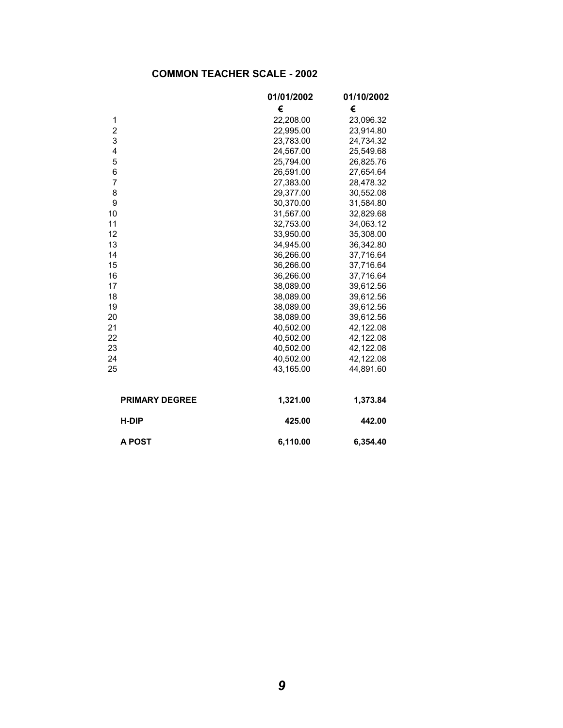## COMMON TEACHER SCALE - 2002

| | 01/01/2002 | 01/10/2002 |
|---|---|---|
| | € | € |
| 1 | 22,208.00 | 23,096.32 |
| 2 | 22,995.00 | 23,914.80 |
| 3 | 23,783.00 | 24,734.32 |
| 4 | 24,567.00 | 25,549.68 |
| 5 | 25,794.00 | 26,825.76 |
| 6 | 26,591.00 | 27,654.64 |
| 7 | 27,383.00 | 28,478.32 |
| 8 | 29,377.00 | 30,552.08 |
| 9 | 30,370.00 | 31,584.80 |
| 10 | 31,567.00 | 32,829.68 |
| 11 | 32,753.00 | 34,063.12 |
| 12 | 33,950.00 | 35,308.00 |
| 13 | 34,945.00 | 36,342.80 |
| 14 | 36,266.00 | 37,716.64 |
| 15 | 36,266.00 | 37,716.64 |
| 16 | 36,266.00 | 37,716.64 |
| 17 | 38,089.00 | 39,612.56 |
| 18 | 38,089.00 | 39,612.56 |
| 19 | 38,089.00 | 39,612.56 |
| 20 | 38,089.00 | 39,612.56 |
| 21 | 40,502.00 | 42,122.08 |
| 22 | 40,502.00 | 42,122.08 |
| 23 | 40,502.00 | 42,122.08 |
| 24 | 40,502.00 | 42,122.08 |
| 25 | 43,165.00 | 44,891.60 |
| **PRIMARY DEGREE** | **1,321.00** | **1,373.84** |
| **H-DIP** | **425.00** | **442.00** |
| **A POST** | **6,110.00** | **6,354.40** |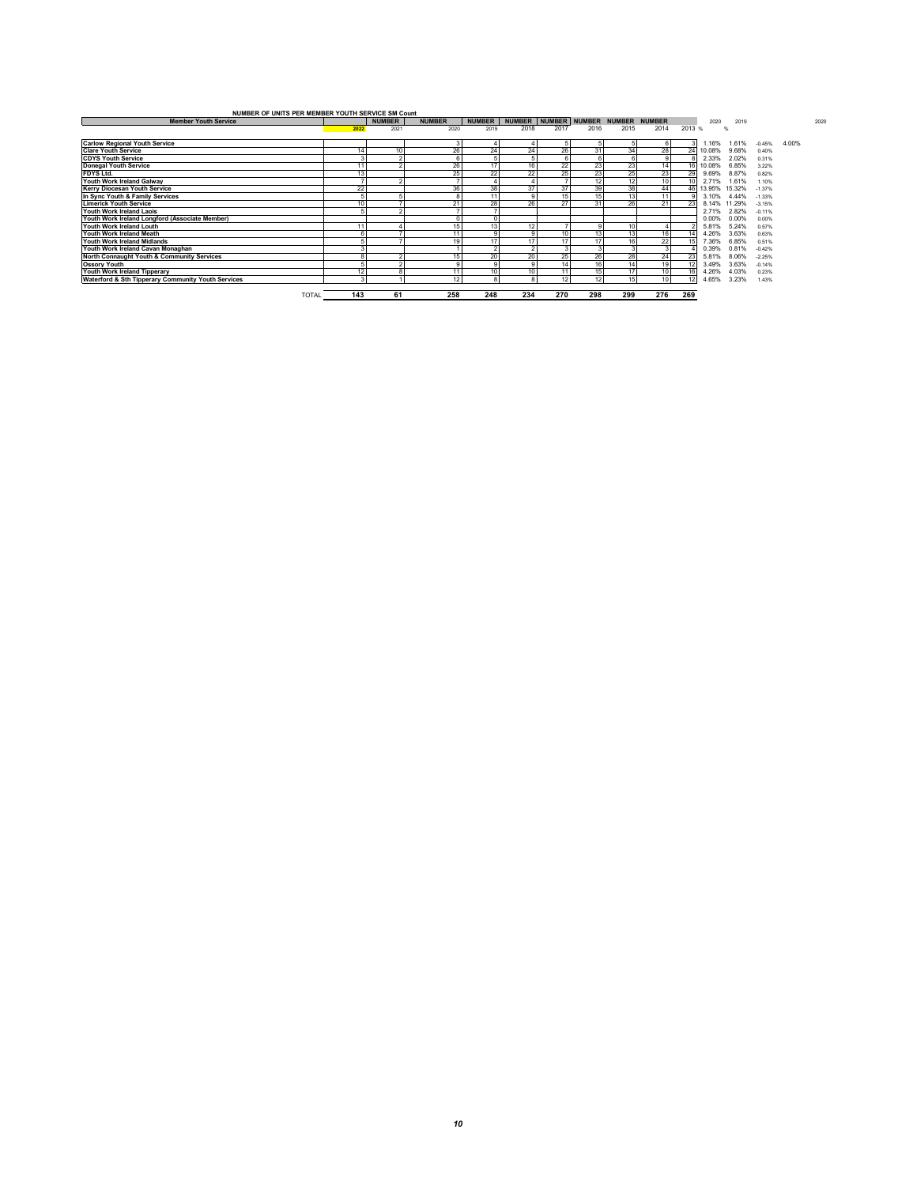**NUMBER OF UNITS PER MEMBER YOUTH SERVICE SM Count**

| Member Youth Service | | NUMBER | NUMBER | NUMBER | NUMBER | NUMBER | NUMBER | NUMBER | NUMBER | | 2020 | 2019 | | | 2020 |
|---|---|---|---|---|---|---|---|---|---|---|---|---|---|---|---|
| | 2022 | 2021 | 2020 | 2019 | 2018 | 2017 | 2016 | 2015 | 2014 | 2013 | % | % | | | |
| **Carlow Regional Youth Service** | | | 3 | 4 | 4 | 5 | 5 | 5 | 6 | 3 | 1.16% | 1.61% | -0.45% | 4.00% | |
| **Clare Youth Service** | 14 | 10 | 26 | 24 | 24 | 26 | 31 | 34 | 28 | 24 | 10.08% | 9.68% | 0.40% | | |
| **CDYS Youth Service** | 3 | 2 | 6 | 5 | 5 | 6 | 6 | 6 | 9 | 8 | 2.33% | 2.02% | 0.31% | | |
| **Donegal Youth Service** | 11 | 2 | 26 | 17 | 16 | 22 | 23 | 23 | 14 | 16 | 10.08% | 6.85% | 3.22% | | |
| **FDYS Ltd.** | 13 | | 25 | 22 | 22 | 25 | 23 | 25 | 23 | 29 | 9.69% | 8.87% | 0.82% | | |
| **Youth Work Ireland Galway** | 7 | 2 | 7 | 4 | 4 | 7 | 12 | 12 | 10 | 10 | 2.71% | 1.61% | 1.10% | | |
| **Kerry Diocesan Youth Service** | 22 | | 36 | 38 | 37 | 37 | 39 | 38 | 44 | 46 | 13.95% | 15.32% | -1.37% | | |
| **In Sync Youth & Family Services** | 5 | 5 | 8 | 11 | 9 | 15 | 15 | 13 | 11 | 9 | 3.10% | 4.44% | -1.33% | | |
| **Limerick Youth Service** | 10 | 7 | 21 | 28 | 26 | 27 | 31 | 26 | 21 | 23 | 8.14% | 11.29% | -3.15% | | |
| **Youth Work Ireland Laois** | 5 | 2 | 7 | 7 | | | | | | | 2.71% | 2.82% | -0.11% | | |
| **Youth Work Ireland Longford (Associate Member)** | | | 0 | 0 | | | | | | | 0.00% | 0.00% | 0.00% | | |
| **Youth Work Ireland Louth** | 11 | 4 | 15 | 13 | 12 | 7 | 9 | 10 | 4 | 2 | 5.81% | 5.24% | 0.57% | | |
| **Youth Work Ireland Meath** | 6 | 7 | 11 | 9 | 9 | 10 | 13 | 13 | 16 | 14 | 4.26% | 3.63% | 0.63% | | |
| **Youth Work Ireland Midlands** | 5 | 7 | 19 | 17 | 17 | 17 | 17 | 16 | 22 | 15 | 7.36% | 6.85% | 0.51% | | |
| **Youth Work Ireland Cavan Monaghan** | 3 | | 1 | 2 | 2 | 3 | 3 | 3 | 3 | 4 | 0.39% | 0.81% | -0.42% | | |
| **North Connaught Youth & Community Services** | 8 | 2 | 15 | 20 | 20 | 25 | 26 | 28 | 24 | 23 | 5.81% | 8.06% | -2.25% | | |
| **Ossory Youth** | 5 | 2 | 9 | 9 | 9 | 14 | 16 | 14 | 19 | 12 | 3.49% | 3.63% | -0.14% | | |
| **Youth Work Ireland Tipperary** | 12 | 8 | 11 | 10 | 10 | 11 | 15 | 17 | 10 | 16 | 4.26% | 4.03% | 0.23% | | |
| **Waterford & Sth Tipperary Community Youth Services** | 3 | 1 | 12 | 8 | 8 | 12 | 12 | 15 | 10 | 12 | 4.65% | 3.23% | 1.43% | | |
| TOTAL | **143** | **61** | **258** | **248** | **234** | **270** | **298** | **299** | **276** | **269** | | | | | |